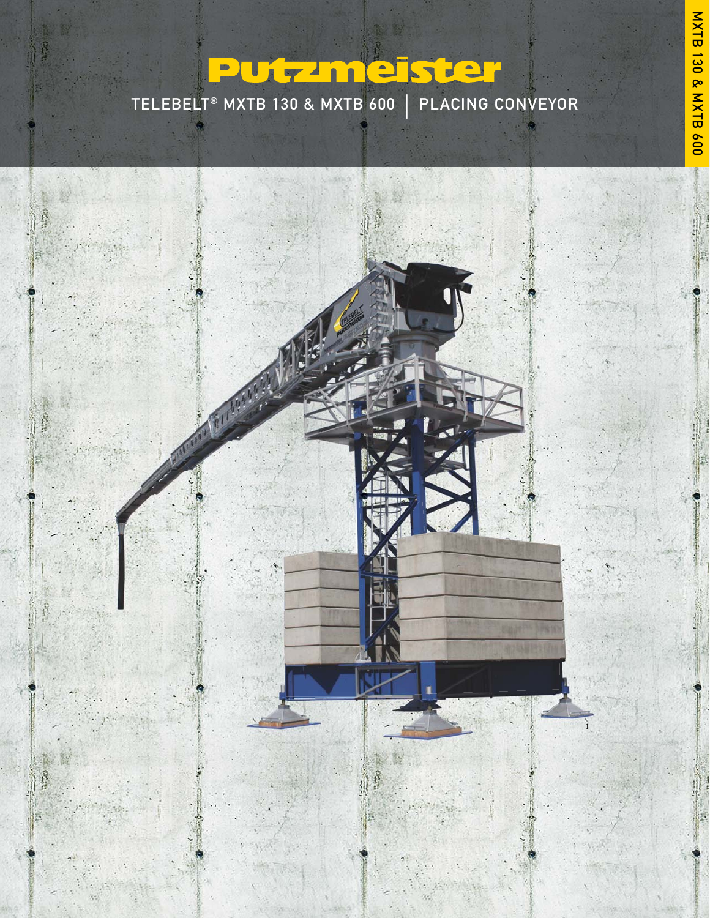# Putzmeister

TELEBELT® MXTB 130 & MXTB 600 | PLACING CONVEYOR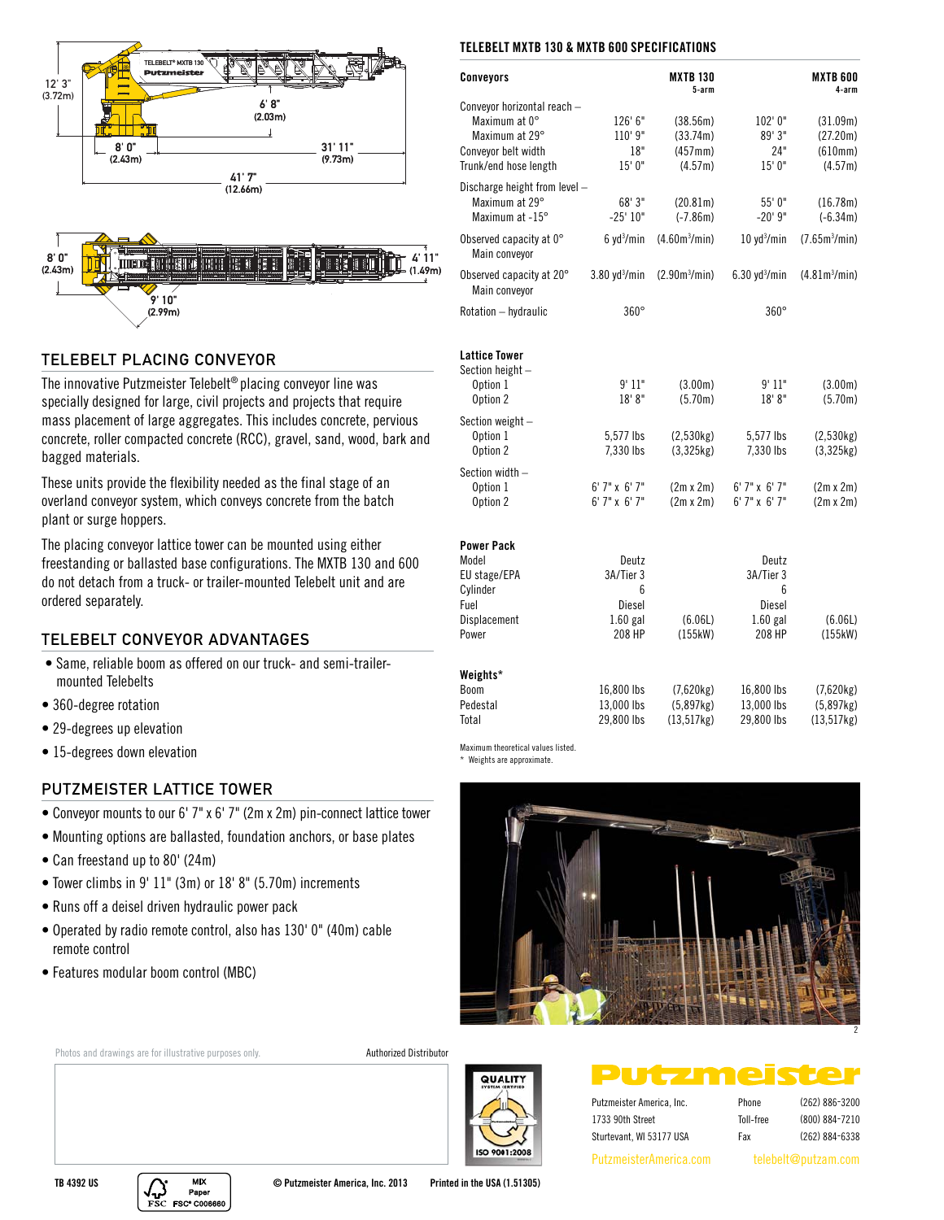12' 3"
(3.72m)

6' 8"
(2.03m)

8' 0"
(2.43m)

31' 11"
(9.73m)

41' 7"
(12.66m)

8' 0"
(2.43m)

4' 11"
(1.49m)

9' 10"
(2.99m)

## TELEBELT PLACING CONVEYOR

The innovative Putzmeister Telebelt® placing conveyor line was specially designed for large, civil projects and projects that require mass placement of large aggregates. This includes concrete, pervious concrete, roller compacted concrete (RCC), gravel, sand, wood, bark and bagged materials.

These units provide the flexibility needed as the final stage of an overland conveyor system, which conveys concrete from the batch plant or surge hoppers.

The placing conveyor lattice tower can be mounted using either freestanding or ballasted base configurations. The MXTB 130 and 600 do not detach from a truck- or trailer-mounted Telebelt unit and are ordered separately.

## TELEBELT CONVEYOR ADVANTAGES

- Same, reliable boom as offered on our truck- and semi-trailer-mounted Telebelts
- 360-degree rotation
- 29-degrees up elevation
- 15-degrees down elevation

## PUTZMEISTER LATTICE TOWER

- Conveyor mounts to our 6' 7" x 6' 7" (2m x 2m) pin-connect lattice tower
- Mounting options are ballasted, foundation anchors, or base plates
- Can freestand up to 80' (24m)
- Tower climbs in 9' 11" (3m) or 18' 8" (5.70m) increments
- Runs off a deisel driven hydraulic power pack
- Operated by radio remote control, also has 130' 0" (40m) cable remote control
- Features modular boom control (MBC)

## TELEBELT MXTB 130 & MXTB 600 SPECIFICATIONS

| Conveyors | MXTB 130 5-arm | | MXTB 600 4-arm | |
|---|---|---|---|---|
| Conveyor horizontal reach – | | | | |
| Maximum at 0° | 126' 6" | (38.56m) | 102' 0" | (31.09m) |
| Maximum at 29° | 110' 9" | (33.74m) | 89' 3" | (27.20m) |
| Conveyor belt width | 18" | (457mm) | 24" | (610mm) |
| Trunk/end hose length | 15' 0" | (4.57m) | 15' 0" | (4.57m) |
| Discharge height from level – | | | | |
| Maximum at 29° | 68' 3" | (20.81m) | 55' 0" | (16.78m) |
| Maximum at -15° | -25' 10" | (-7.86m) | -20' 9" | (-6.34m) |
| Observed capacity at 0° Main conveyor | 6 yd³/min | (4.60m³/min) | 10 yd³/min | (7.65m³/min) |
| Observed capacity at 20° Main conveyor | 3.80 yd³/min | (2.90m³/min) | 6.30 yd³/min | (4.81m³/min) |
| Rotation – hydraulic | 360° | | 360° | |
| **Lattice Tower** | | | | |
| Section height – | | | | |
| Option 1 | 9' 11" | (3.00m) | 9' 11" | (3.00m) |
| Option 2 | 18' 8" | (5.70m) | 18' 8" | (5.70m) |
| Section weight – | | | | |
| Option 1 | 5,577 lbs | (2,530kg) | 5,577 lbs | (2,530kg) |
| Option 2 | 7,330 lbs | (3,325kg) | 7,330 lbs | (3,325kg) |
| Section width – | | | | |
| Option 1 | 6' 7" x 6' 7" | (2m x 2m) | 6' 7" x 6' 7" | (2m x 2m) |
| Option 2 | 6' 7" x 6' 7" | (2m x 2m) | 6' 7" x 6' 7" | (2m x 2m) |
| **Power Pack** | | | | |
| Model | Deutz | | Deutz | |
| EU stage/EPA | 3A/Tier 3 | | 3A/Tier 3 | |
| Cylinder | 6 | | 6 | |
| Fuel | Diesel | | Diesel | |
| Displacement | 1.60 gal | (6.06L) | 1.60 gal | (6.06L) |
| Power | 208 HP | (155kW) | 208 HP | (155kW) |
| **Weights*** | | | | |
| Boom | 16,800 lbs | (7,620kg) | 16,800 lbs | (7,620kg) |
| Pedestal | 13,000 lbs | (5,897kg) | 13,000 lbs | (5,897kg) |
| Total | 29,800 lbs | (13,517kg) | 29,800 lbs | (13,517kg) |

Maximum theoretical values listed.
* Weights are approximate.

Photos and drawings are for illustrative purposes only.

Authorized Distributor

QUALITY SYSTEM CERTIFIED ISO 9001:2008

Putzmeister

Putzmeister America, Inc.
1733 90th Street
Sturtevant, WI 53177 USA

Phone (262) 886-3200
Toll-free (800) 884-7210
Fax (262) 884-6338

PutzmeisterAmerica.com
telebelt@putzam.com

TB 4392 US

MIX Paper FSC® C006660

© Putzmeister America, Inc. 2013

Printed in the USA (1.51305)